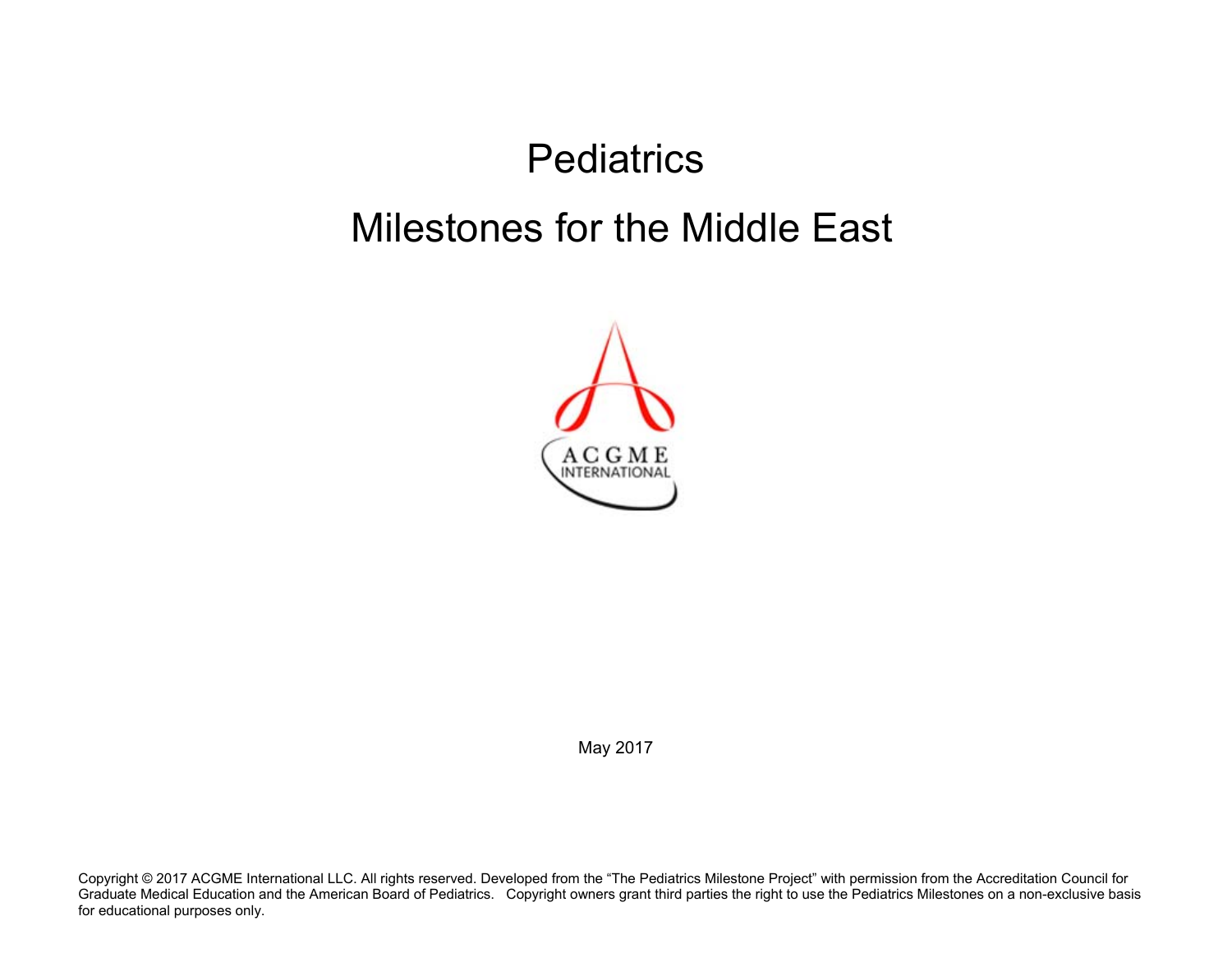# Pediatrics

# Milestones for the Middle East

ACGME INTERNATIONAL

May 2017

Copyright © 2017 ACGME International LLC. All rights reserved. Developed from the "The Pediatrics Milestone Project" with permission from the Accreditation Council for Graduate Medical Education and the American Board of Pediatrics. Copyright owners grant third parties the right to use the Pediatrics Milestones on a non-exclusive basis for educational purposes only.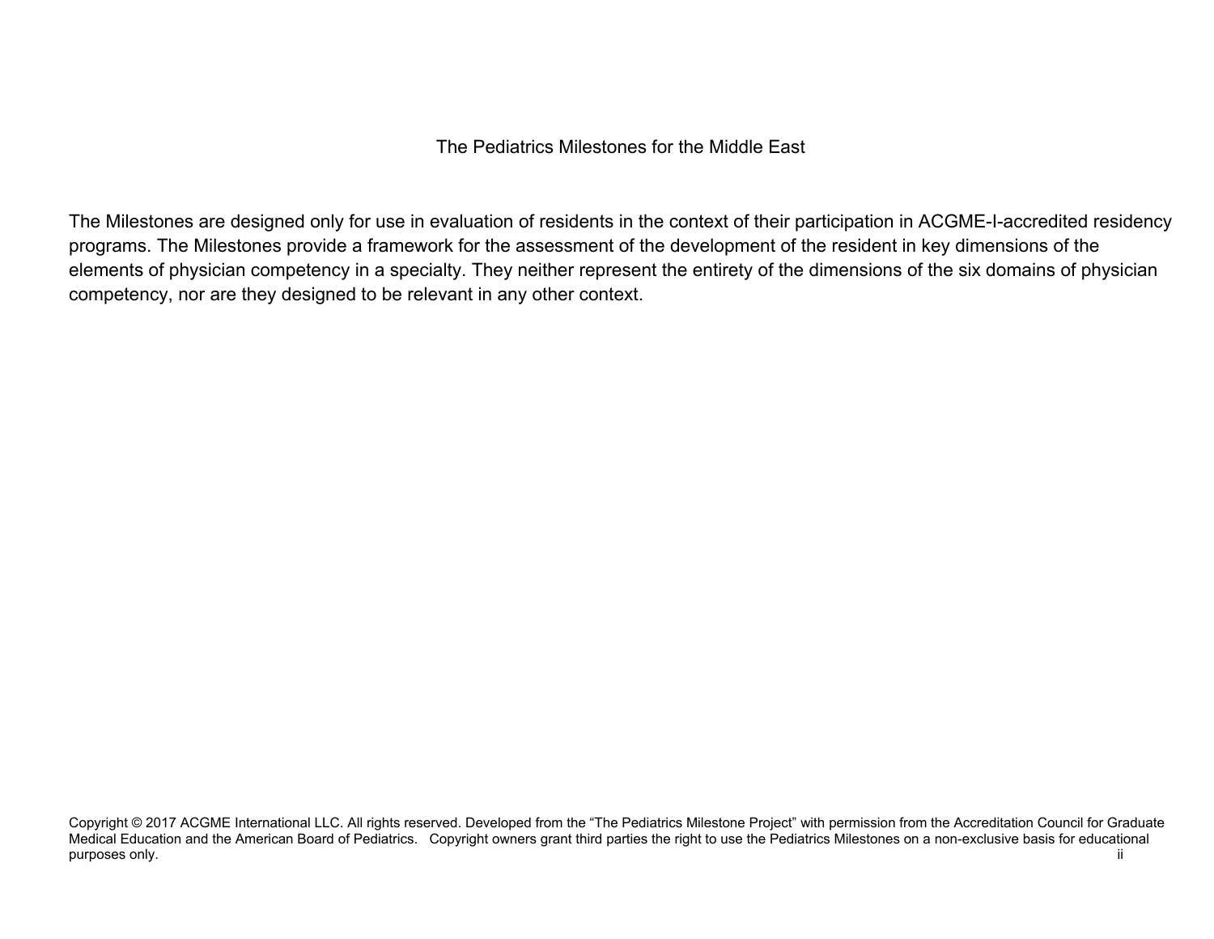# The Pediatrics Milestones for the Middle East

The Milestones are designed only for use in evaluation of residents in the context of their participation in ACGME-I-accredited residency programs. The Milestones provide a framework for the assessment of the development of the resident in key dimensions of the elements of physician competency in a specialty. They neither represent the entirety of the dimensions of the six domains of physician competency, nor are they designed to be relevant in any other context.

Copyright © 2017 ACGME International LLC. All rights reserved. Developed from the "The Pediatrics Milestone Project" with permission from the Accreditation Council for Graduate Medical Education and the American Board of Pediatrics. Copyright owners grant third parties the right to use the Pediatrics Milestones on a non-exclusive basis for educational purposes only.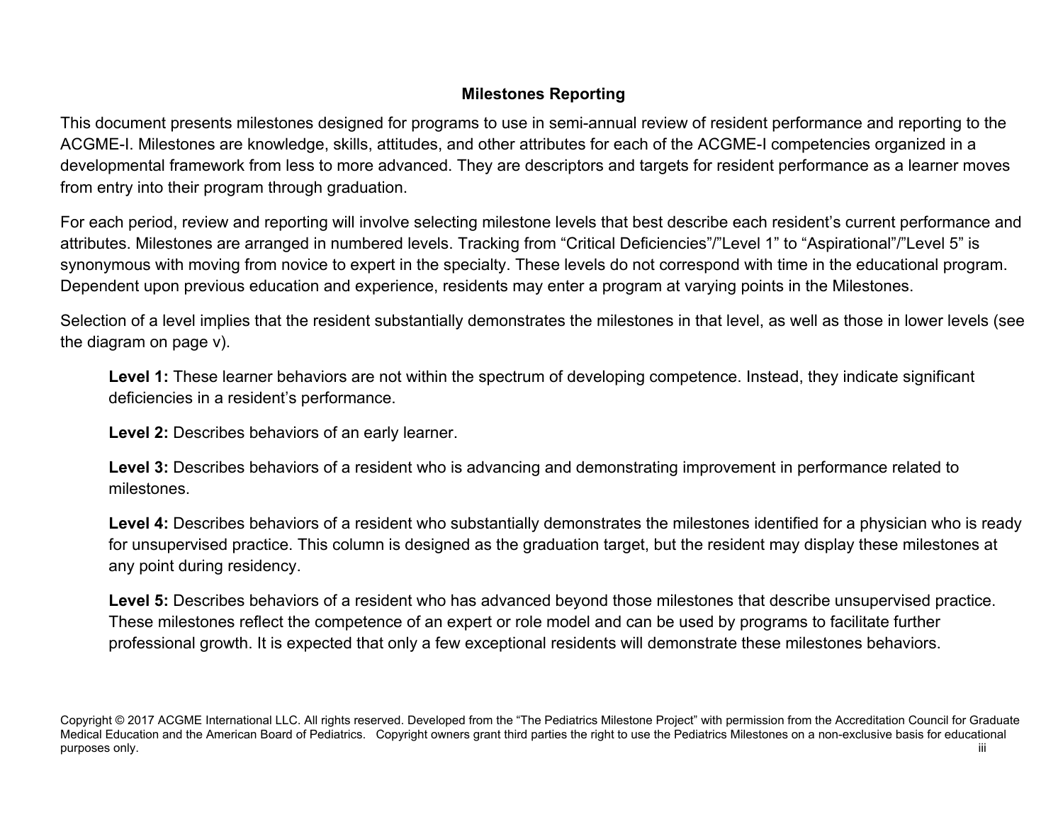## Milestones Reporting

This document presents milestones designed for programs to use in semi-annual review of resident performance and reporting to the ACGME-I. Milestones are knowledge, skills, attitudes, and other attributes for each of the ACGME-I competencies organized in a developmental framework from less to more advanced. They are descriptors and targets for resident performance as a learner moves from entry into their program through graduation.

For each period, review and reporting will involve selecting milestone levels that best describe each resident's current performance and attributes. Milestones are arranged in numbered levels. Tracking from "Critical Deficiencies"/"Level 1" to "Aspirational"/"Level 5" is synonymous with moving from novice to expert in the specialty. These levels do not correspond with time in the educational program. Dependent upon previous education and experience, residents may enter a program at varying points in the Milestones.

Selection of a level implies that the resident substantially demonstrates the milestones in that level, as well as those in lower levels (see the diagram on page v).

**Level 1:** These learner behaviors are not within the spectrum of developing competence. Instead, they indicate significant deficiencies in a resident's performance.

**Level 2:** Describes behaviors of an early learner.

**Level 3:** Describes behaviors of a resident who is advancing and demonstrating improvement in performance related to milestones.

**Level 4:** Describes behaviors of a resident who substantially demonstrates the milestones identified for a physician who is ready for unsupervised practice. This column is designed as the graduation target, but the resident may display these milestones at any point during residency.

**Level 5:** Describes behaviors of a resident who has advanced beyond those milestones that describe unsupervised practice. These milestones reflect the competence of an expert or role model and can be used by programs to facilitate further professional growth. It is expected that only a few exceptional residents will demonstrate these milestones behaviors.

Copyright © 2017 ACGME International LLC. All rights reserved. Developed from the "The Pediatrics Milestone Project" with permission from the Accreditation Council for Graduate Medical Education and the American Board of Pediatrics. Copyright owners grant third parties the right to use the Pediatrics Milestones on a non-exclusive basis for educational purposes only.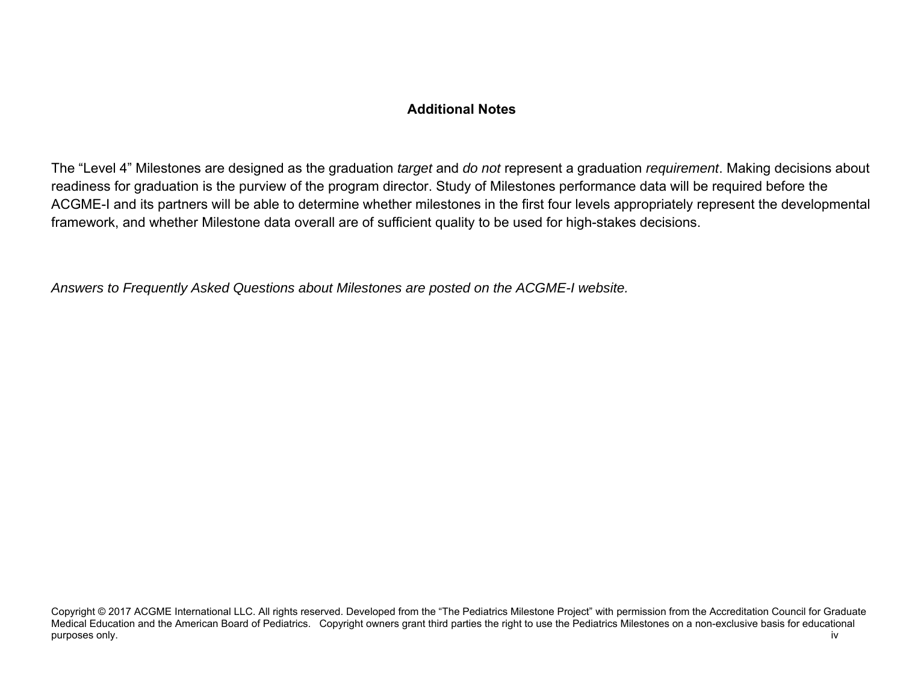## Additional Notes

The “Level 4” Milestones are designed as the graduation *target* and *do not* represent a graduation *requirement*. Making decisions about readiness for graduation is the purview of the program director. Study of Milestones performance data will be required before the ACGME-I and its partners will be able to determine whether milestones in the first four levels appropriately represent the developmental framework, and whether Milestone data overall are of sufficient quality to be used for high-stakes decisions.

*Answers to Frequently Asked Questions about Milestones are posted on the ACGME-I website.*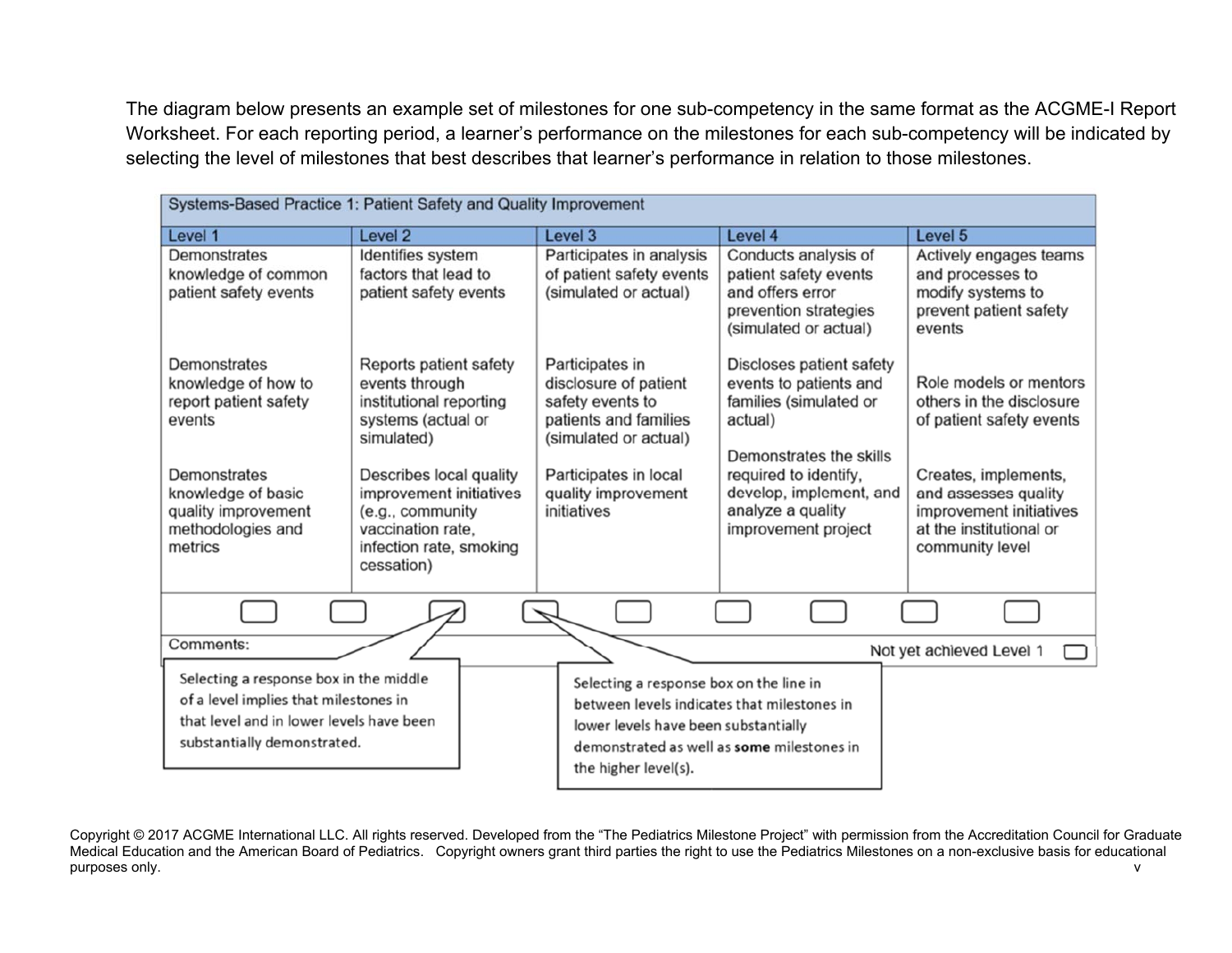The diagram below presents an example set of milestones for one sub-competency in the same format as the ACGME-I Report Worksheet. For each reporting period, a learner's performance on the milestones for each sub-competency will be indicated by selecting the level of milestones that best describes that learner's performance in relation to those milestones.

| Systems-Based Practice 1: Patient Safety and Quality Improvement | | | | |
|---|---|---|---|---|
| **Level 1** | **Level 2** | **Level 3** | **Level 4** | **Level 5** |
| Demonstrates knowledge of common patient safety events | Identifies system factors that lead to patient safety events | Participates in analysis of patient safety events (simulated or actual) | Conducts analysis of patient safety events and offers error prevention strategies (simulated or actual) | Actively engages teams and processes to modify systems to prevent patient safety events |
| Demonstrates knowledge of how to report patient safety events | Reports patient safety events through institutional reporting systems (actual or simulated) | Participates in disclosure of patient safety events to patients and families (simulated or actual) | Discloses patient safety events to patients and families (simulated or actual) | Role models or mentors others in the disclosure of patient safety events |
| Demonstrates knowledge of basic quality improvement methodologies and metrics | Describes local quality improvement initiatives (e.g., community vaccination rate, infection rate, smoking cessation) | Participates in local quality improvement initiatives | Demonstrates the skills required to identify, develop, implement, and analyze a quality improvement project | Creates, implements, and assesses quality improvement initiatives at the institutional or community level |

Comments:

Not yet achieved Level 1

Selecting a response box in the middle of a level implies that milestones in that level and in lower levels have been substantially demonstrated.

Selecting a response box on the line in between levels indicates that milestones in lower levels have been substantially demonstrated as well as **some** milestones in the higher level(s).

Copyright © 2017 ACGME International LLC. All rights reserved. Developed from the "The Pediatrics Milestone Project" with permission from the Accreditation Council for Graduate Medical Education and the American Board of Pediatrics. Copyright owners grant third parties the right to use the Pediatrics Milestones on a non-exclusive basis for educational purposes only.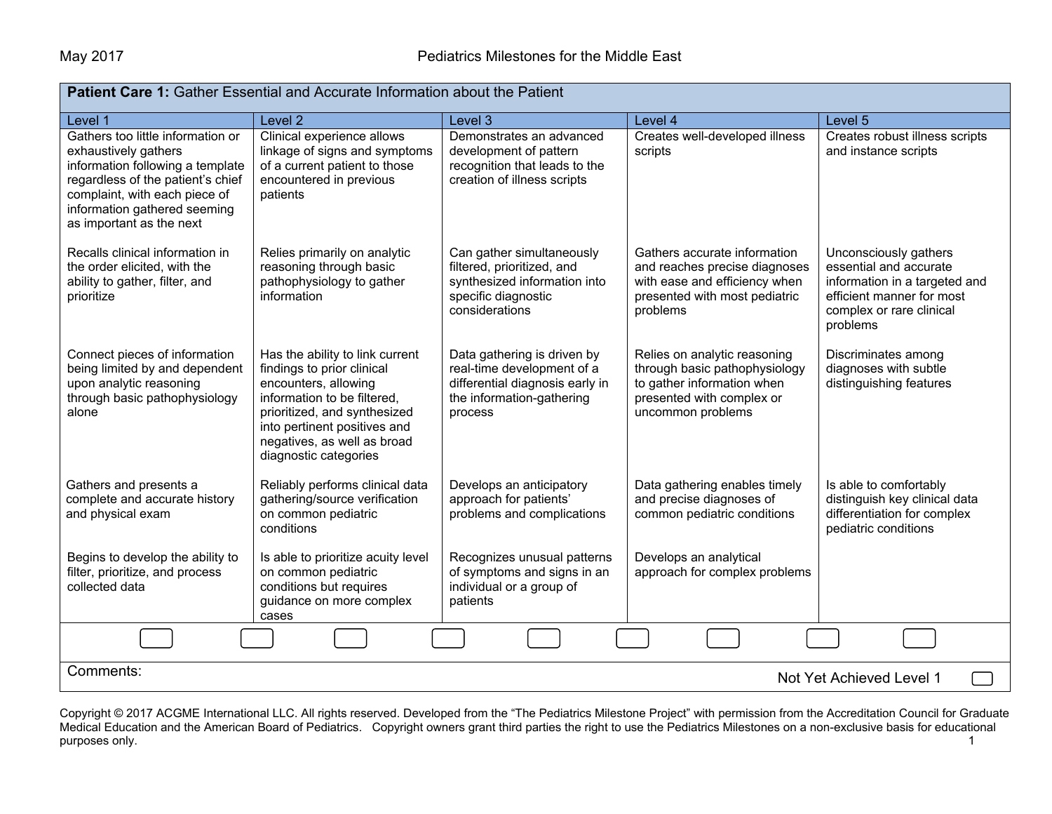| **Patient Care 1:** Gather Essential and Accurate Information about the Patient | | | | |
|---|---|---|---|---|
| Level 1 | Level 2 | Level 3 | Level 4 | Level 5 |
| Gathers too little information or exhaustively gathers information following a template regardless of the patient's chief complaint, with each piece of information gathered seeming as important as the next | Clinical experience allows linkage of signs and symptoms of a current patient to those encountered in previous patients | Demonstrates an advanced development of pattern recognition that leads to the creation of illness scripts | Creates well-developed illness scripts | Creates robust illness scripts and instance scripts |
| Recalls clinical information in the order elicited, with the ability to gather, filter, and prioritize | Relies primarily on analytic reasoning through basic pathophysiology to gather information | Can gather simultaneously filtered, prioritized, and synthesized information into specific diagnostic considerations | Gathers accurate information and reaches precise diagnoses with ease and efficiency when presented with most pediatric problems | Unconsciously gathers essential and accurate information in a targeted and efficient manner for most complex or rare clinical problems |
| Connect pieces of information being limited by and dependent upon analytic reasoning through basic pathophysiology alone | Has the ability to link current findings to prior clinical encounters, allowing information to be filtered, prioritized, and synthesized into pertinent positives and negatives, as well as broad diagnostic categories | Data gathering is driven by real-time development of a differential diagnosis early in the information-gathering process | Relies on analytic reasoning through basic pathophysiology to gather information when presented with complex or uncommon problems | Discriminates among diagnoses with subtle distinguishing features |
| Gathers and presents a complete and accurate history and physical exam | Reliably performs clinical data gathering/source verification on common pediatric conditions | Develops an anticipatory approach for patients' problems and complications | Data gathering enables timely and precise diagnoses of common pediatric conditions | Is able to comfortably distinguish key clinical data differentiation for complex pediatric conditions |
| Begins to develop the ability to filter, prioritize, and process collected data | Is able to prioritize acuity level on common pediatric conditions but requires guidance on more complex cases | Recognizes unusual patterns of symptoms and signs in an individual or a group of patients | Develops an analytical approach for complex problems | |

Comments:

Not Yet Achieved Level 1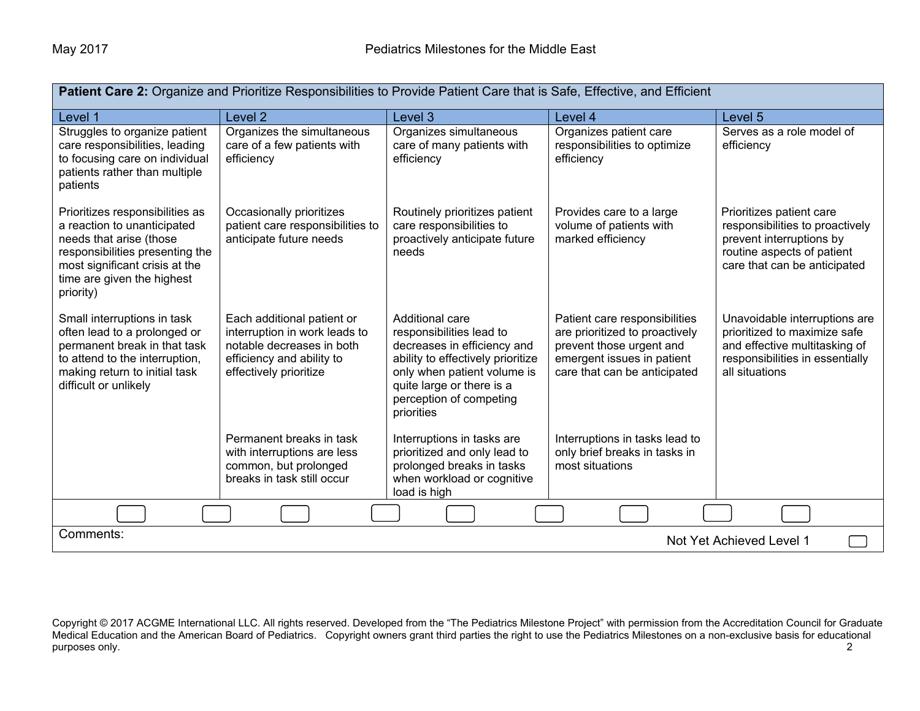| **Patient Care 2:** Organize and Prioritize Responsibilities to Provide Patient Care that is Safe, Effective, and Efficient | | | | |
|---|---|---|---|---|
| Level 1 | Level 2 | Level 3 | Level 4 | Level 5 |
| Struggles to organize patient care responsibilities, leading to focusing care on individual patients rather than multiple patients | Organizes the simultaneous care of a few patients with efficiency | Organizes simultaneous care of many patients with efficiency | Organizes patient care responsibilities to optimize efficiency | Serves as a role model of efficiency |
| Prioritizes responsibilities as a reaction to unanticipated needs that arise (those responsibilities presenting the most significant crisis at the time are given the highest priority) | Occasionally prioritizes patient care responsibilities to anticipate future needs | Routinely prioritizes patient care responsibilities to proactively anticipate future needs | Provides care to a large volume of patients with marked efficiency | Prioritizes patient care responsibilities to proactively prevent interruptions by routine aspects of patient care that can be anticipated |
| Small interruptions in task often lead to a prolonged or permanent break in that task to attend to the interruption, making return to initial task difficult or unlikely | Each additional patient or interruption in work leads to notable decreases in both efficiency and ability to effectively prioritize | Additional care responsibilities lead to decreases in efficiency and ability to effectively prioritize only when patient volume is quite large or there is a perception of competing priorities | Patient care responsibilities are prioritized to proactively prevent those urgent and emergent issues in patient care that can be anticipated | Unavoidable interruptions are prioritized to maximize safe and effective multitasking of responsibilities in essentially all situations |
| | Permanent breaks in task with interruptions are less common, but prolonged breaks in task still occur | Interruptions in tasks are prioritized and only lead to prolonged breaks in tasks when workload or cognitive load is high | Interruptions in tasks lead to only brief breaks in tasks in most situations | |

Comments:

Not Yet Achieved Level 1

Copyright © 2017 ACGME International LLC. All rights reserved. Developed from the "The Pediatrics Milestone Project" with permission from the Accreditation Council for Graduate Medical Education and the American Board of Pediatrics. Copyright owners grant third parties the right to use the Pediatrics Milestones on a non-exclusive basis for educational purposes only.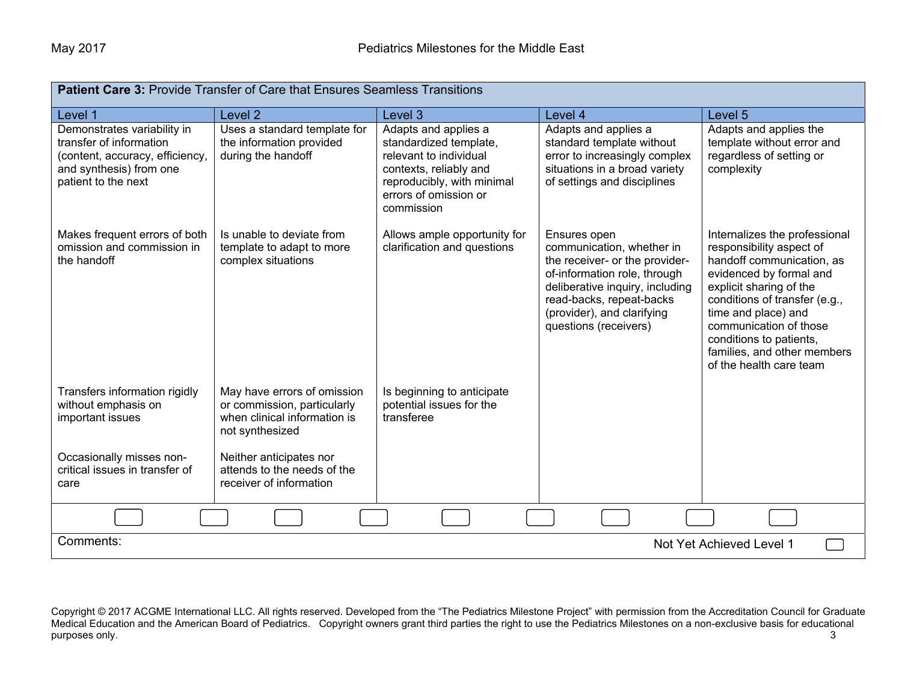| Patient Care 3: Provide Transfer of Care that Ensures Seamless Transitions | | | | |
|---|---|---|---|---|
| Level 1 | Level 2 | Level 3 | Level 4 | Level 5 |
| Demonstrates variability in transfer of information (content, accuracy, efficiency, and synthesis) from one patient to the next | Uses a standard template for the information provided during the handoff | Adapts and applies a standardized template, relevant to individual contexts, reliably and reproducibly, with minimal errors of omission or commission | Adapts and applies a standard template without error to increasingly complex situations in a broad variety of settings and disciplines | Adapts and applies the template without error and regardless of setting or complexity |
| Makes frequent errors of both omission and commission in the handoff | Is unable to deviate from template to adapt to more complex situations | Allows ample opportunity for clarification and questions | Ensures open communication, whether in the receiver- or the provider-of-information role, through deliberative inquiry, including read-backs, repeat-backs (provider), and clarifying questions (receivers) | Internalizes the professional responsibility aspect of handoff communication, as evidenced by formal and explicit sharing of the conditions of transfer (e.g., time and place) and communication of those conditions to patients, families, and other members of the health care team |
| Transfers information rigidly without emphasis on important issues | May have errors of omission or commission, particularly when clinical information is not synthesized | Is beginning to anticipate potential issues for the transferee | | |
| Occasionally misses non-critical issues in transfer of care | Neither anticipates nor attends to the needs of the receiver of information | | | |

Comments:

Not Yet Achieved Level 1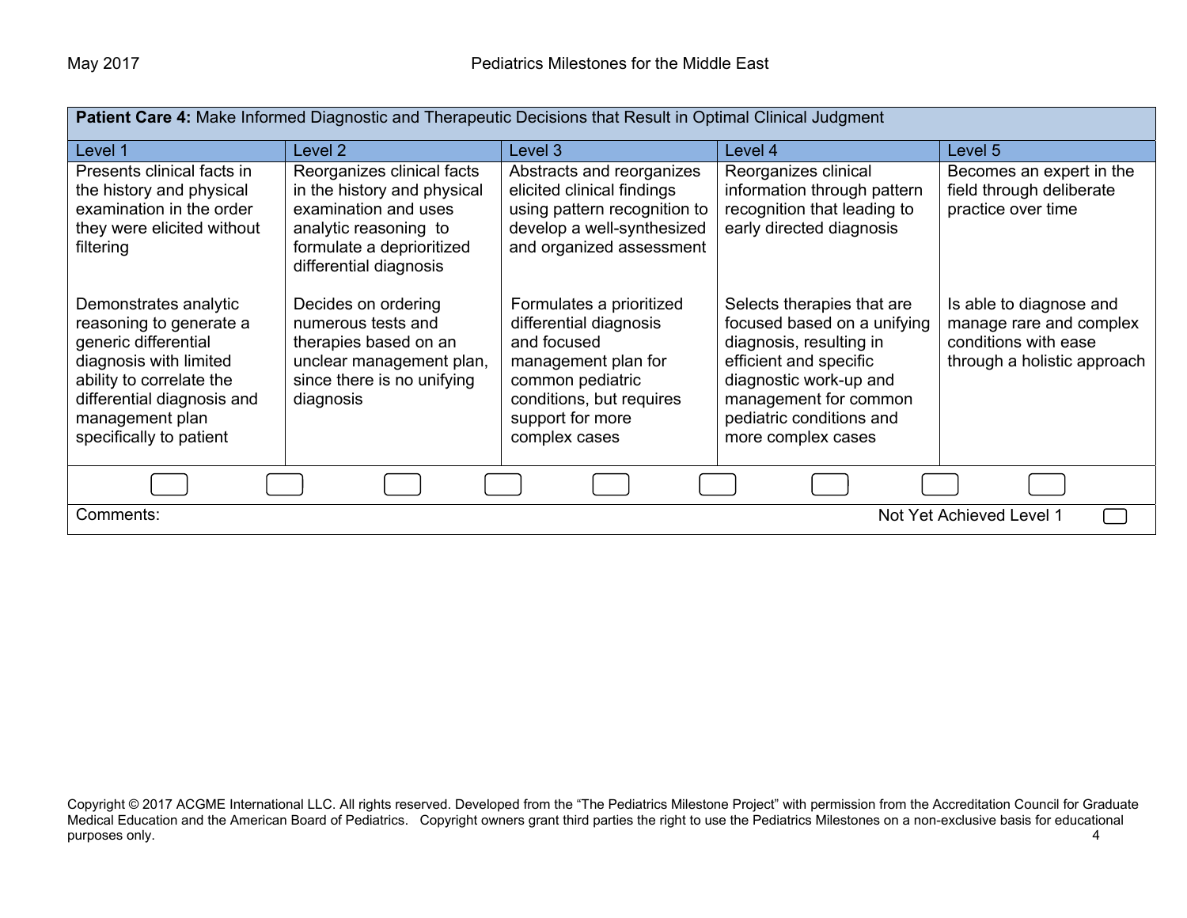| **Patient Care 4:** Make Informed Diagnostic and Therapeutic Decisions that Result in Optimal Clinical Judgment | | | | |
|---|---|---|---|---|
| Level 1 | Level 2 | Level 3 | Level 4 | Level 5 |
| Presents clinical facts in the history and physical examination in the order they were elicited without filtering | Reorganizes clinical facts in the history and physical examination and uses analytic reasoning to formulate a deprioritized differential diagnosis | Abstracts and reorganizes elicited clinical findings using pattern recognition to develop a well-synthesized and organized assessment | Reorganizes clinical information through pattern recognition that leading to early directed diagnosis | Becomes an expert in the field through deliberate practice over time |
| Demonstrates analytic reasoning to generate a generic differential diagnosis with limited ability to correlate the differential diagnosis and management plan specifically to patient | Decides on ordering numerous tests and therapies based on an unclear management plan, since there is no unifying diagnosis | Formulates a prioritized differential diagnosis and focused management plan for common pediatric conditions, but requires support for more complex cases | Selects therapies that are focused based on a unifying diagnosis, resulting in efficient and specific diagnostic work-up and management for common pediatric conditions and more complex cases | Is able to diagnose and manage rare and complex conditions with ease through a holistic approach |

Comments: Not Yet Achieved Level 1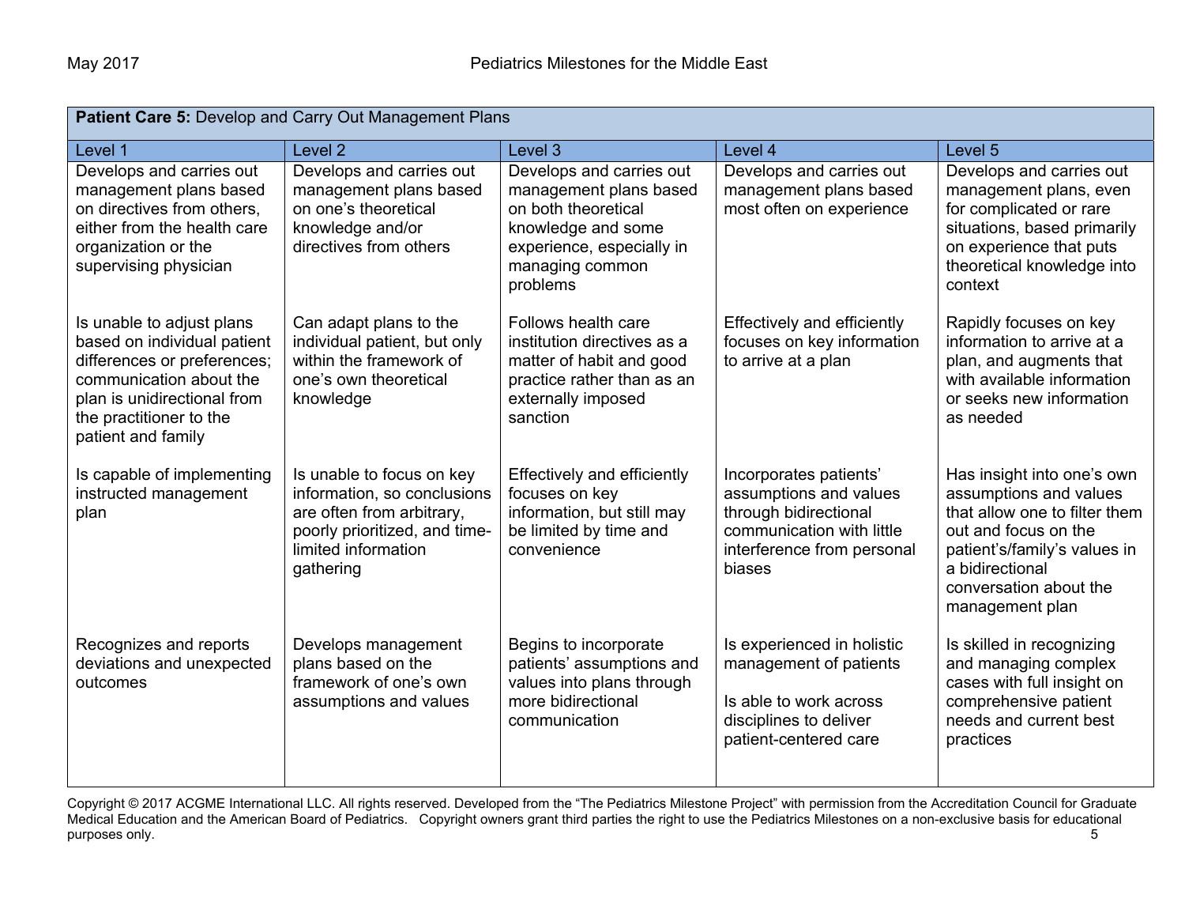| **Patient Care 5:** Develop and Carry Out Management Plans | | | | |
|---|---|---|---|---|
| Level 1 | Level 2 | Level 3 | Level 4 | Level 5 |
| Develops and carries out management plans based on directives from others, either from the health care organization or the supervising physician | Develops and carries out management plans based on one's theoretical knowledge and/or directives from others | Develops and carries out management plans based on both theoretical knowledge and some experience, especially in managing common problems | Develops and carries out management plans based most often on experience | Develops and carries out management plans, even for complicated or rare situations, based primarily on experience that puts theoretical knowledge into context |
| Is unable to adjust plans based on individual patient differences or preferences; communication about the plan is unidirectional from the practitioner to the patient and family | Can adapt plans to the individual patient, but only within the framework of one's own theoretical knowledge | Follows health care institution directives as a matter of habit and good practice rather than as an externally imposed sanction | Effectively and efficiently focuses on key information to arrive at a plan | Rapidly focuses on key information to arrive at a plan, and augments that with available information or seeks new information as needed |
| Is capable of implementing instructed management plan | Is unable to focus on key information, so conclusions are often from arbitrary, poorly prioritized, and time-limited information gathering | Effectively and efficiently focuses on key information, but still may be limited by time and convenience | Incorporates patients' assumptions and values through bidirectional communication with little interference from personal biases | Has insight into one's own assumptions and values that allow one to filter them out and focus on the patient's/family's values in a bidirectional conversation about the management plan |
| Recognizes and reports deviations and unexpected outcomes | Develops management plans based on the framework of one's own assumptions and values | Begins to incorporate patients' assumptions and values into plans through more bidirectional communication | Is experienced in holistic management of patients<br><br>Is able to work across disciplines to deliver patient-centered care | Is skilled in recognizing and managing complex cases with full insight on comprehensive patient needs and current best practices |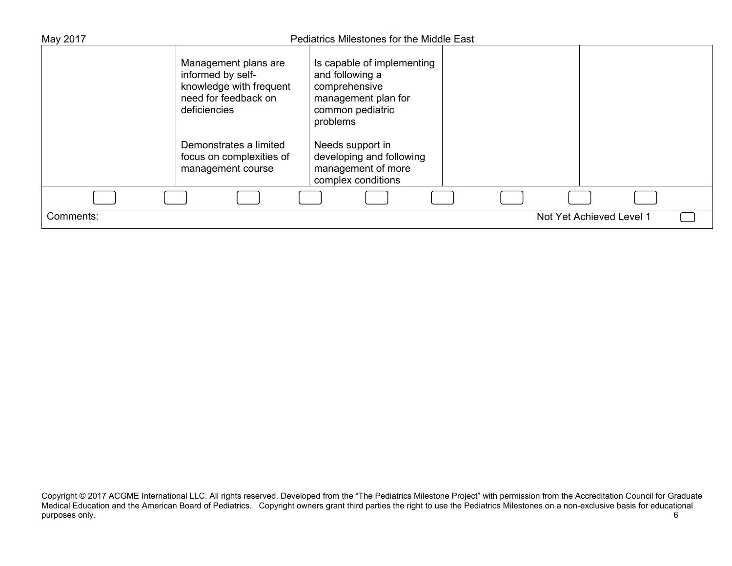|  | Management plans are informed by self-knowledge with frequent need for feedback on deficiencies<br><br>Demonstrates a limited focus on complexities of management course | Is capable of implementing and following a comprehensive management plan for common pediatric problems<br><br>Needs support in developing and following management of more complex conditions |  |  |
|---|---|---|---|---|

Comments:

Not Yet Achieved Level 1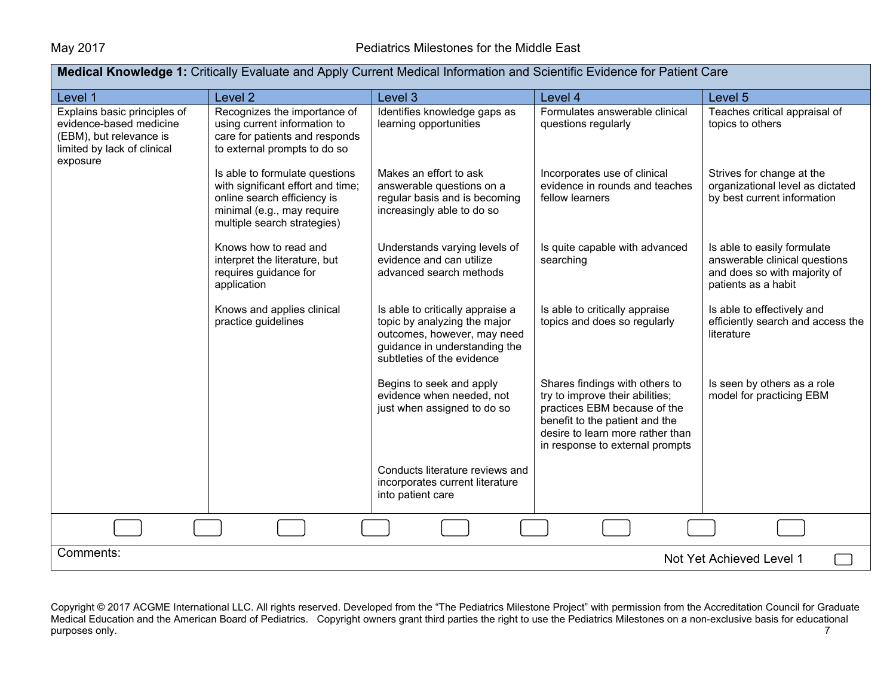| **Medical Knowledge 1:** Critically Evaluate and Apply Current Medical Information and Scientific Evidence for Patient Care | | | | |
|---|---|---|---|---|
| Level 1 | Level 2 | Level 3 | Level 4 | Level 5 |
| Explains basic principles of evidence-based medicine (EBM), but relevance is limited by lack of clinical exposure | Recognizes the importance of using current information to care for patients and responds to external prompts to do so | Identifies knowledge gaps as learning opportunities | Formulates answerable clinical questions regularly | Teaches critical appraisal of topics to others |
| | Is able to formulate questions with significant effort and time; online search efficiency is minimal (e.g., may require multiple search strategies) | Makes an effort to ask answerable questions on a regular basis and is becoming increasingly able to do so | Incorporates use of clinical evidence in rounds and teaches fellow learners | Strives for change at the organizational level as dictated by best current information |
| | Knows how to read and interpret the literature, but requires guidance for application | Understands varying levels of evidence and can utilize advanced search methods | Is quite capable with advanced searching | Is able to easily formulate answerable clinical questions and does so with majority of patients as a habit |
| | Knows and applies clinical practice guidelines | Is able to critically appraise a topic by analyzing the major outcomes, however, may need guidance in understanding the subtleties of the evidence | Is able to critically appraise topics and does so regularly | Is able to effectively and efficiently search and access the literature |
| | | Begins to seek and apply evidence when needed, not just when assigned to do so | Shares findings with others to try to improve their abilities; practices EBM because of the benefit to the patient and the desire to learn more rather than in response to external prompts | Is seen by others as a role model for practicing EBM |
| | | Conducts literature reviews and incorporates current literature into patient care | | |

Comments:

Not Yet Achieved Level 1

Copyright © 2017 ACGME International LLC. All rights reserved. Developed from the "The Pediatrics Milestone Project" with permission from the Accreditation Council for Graduate Medical Education and the American Board of Pediatrics. Copyright owners grant third parties the right to use the Pediatrics Milestones on a non-exclusive basis for educational purposes only.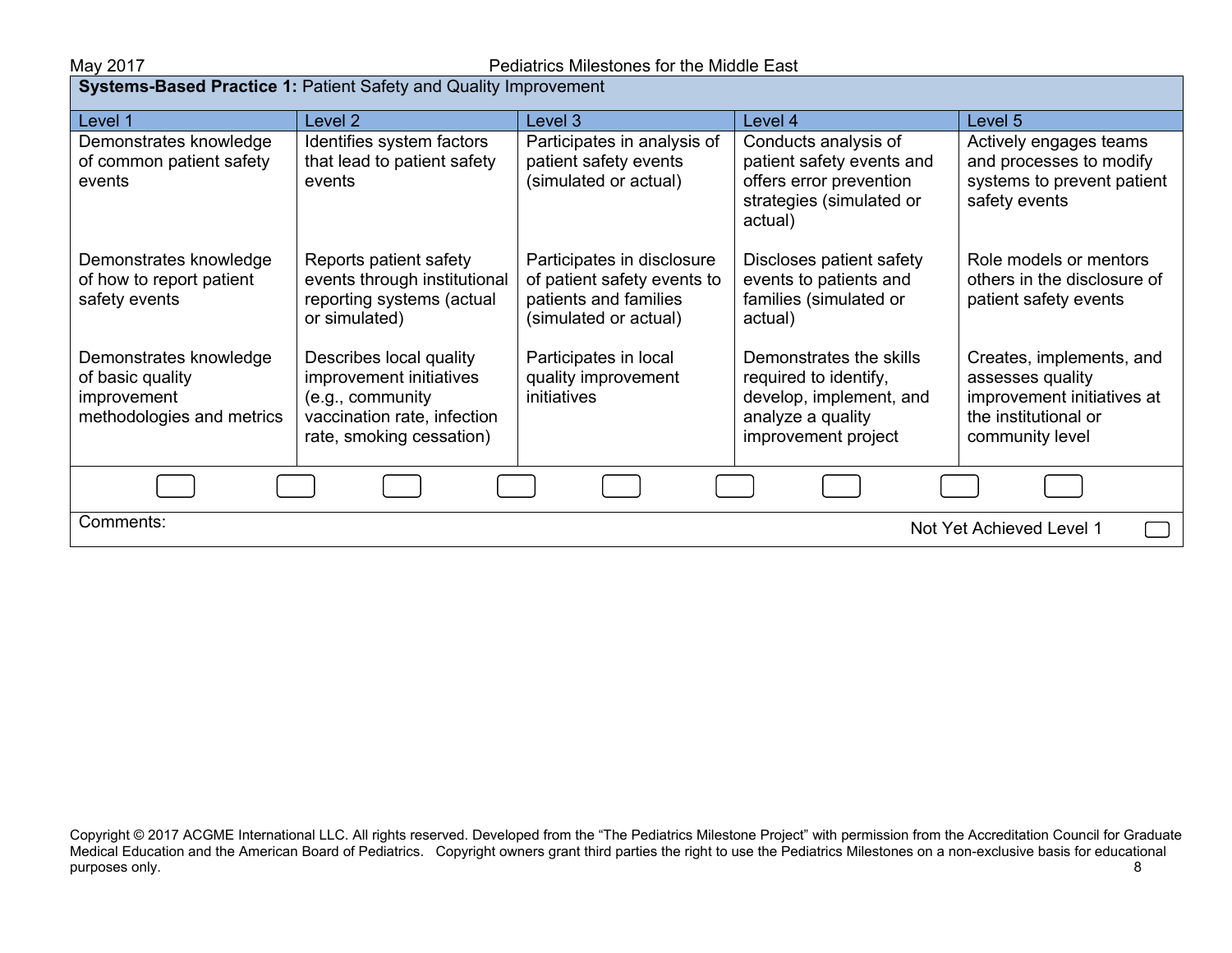**Systems-Based Practice 1:** Patient Safety and Quality Improvement

| Level 1 | Level 2 | Level 3 | Level 4 | Level 5 |
|---|---|---|---|---|
| Demonstrates knowledge of common patient safety events | Identifies system factors that lead to patient safety events | Participates in analysis of patient safety events (simulated or actual) | Conducts analysis of patient safety events and offers error prevention strategies (simulated or actual) | Actively engages teams and processes to modify systems to prevent patient safety events |
| Demonstrates knowledge of how to report patient safety events | Reports patient safety events through institutional reporting systems (actual or simulated) | Participates in disclosure of patient safety events to patients and families (simulated or actual) | Discloses patient safety events to patients and families (simulated or actual) | Role models or mentors others in the disclosure of patient safety events |
| Demonstrates knowledge of basic quality improvement methodologies and metrics | Describes local quality improvement initiatives (e.g., community vaccination rate, infection rate, smoking cessation) | Participates in local quality improvement initiatives | Demonstrates the skills required to identify, develop, implement, and analyze a quality improvement project | Creates, implements, and assesses quality improvement initiatives at the institutional or community level |

Comments:

Not Yet Achieved Level 1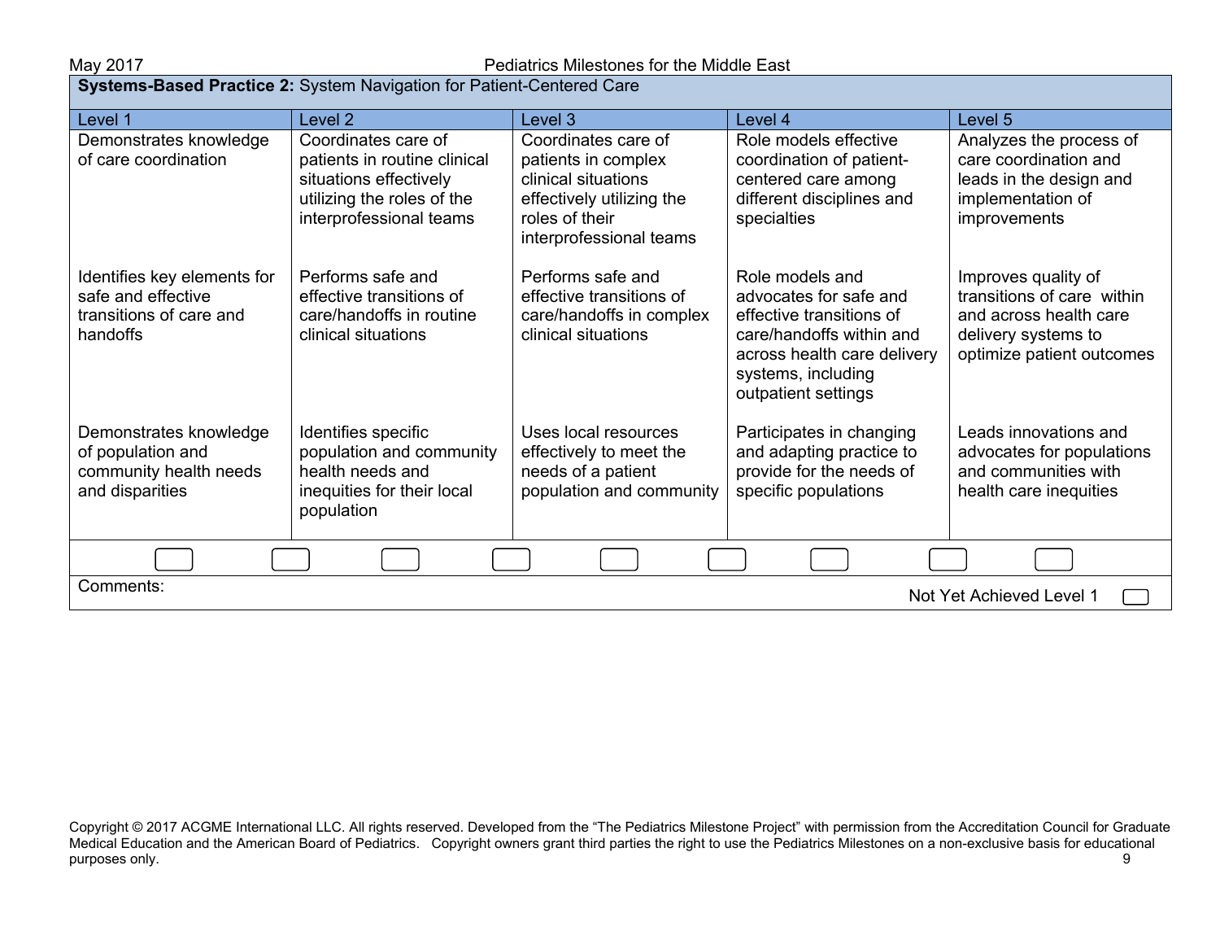**Systems-Based Practice 2:** System Navigation for Patient-Centered Care

| Level 1 | Level 2 | Level 3 | Level 4 | Level 5 |
|---|---|---|---|---|
| Demonstrates knowledge of care coordination | Coordinates care of patients in routine clinical situations effectively utilizing the roles of the interprofessional teams | Coordinates care of patients in complex clinical situations effectively utilizing the roles of their interprofessional teams | Role models effective coordination of patient-centered care among different disciplines and specialties | Analyzes the process of care coordination and leads in the design and implementation of improvements |
| Identifies key elements for safe and effective transitions of care and handoffs | Performs safe and effective transitions of care/handoffs in routine clinical situations | Performs safe and effective transitions of care/handoffs in complex clinical situations | Role models and advocates for safe and effective transitions of care/handoffs within and across health care delivery systems, including outpatient settings | Improves quality of transitions of care within and across health care delivery systems to optimize patient outcomes |
| Demonstrates knowledge of population and community health needs and disparities | Identifies specific population and community health needs and inequities for their local population | Uses local resources effectively to meet the needs of a patient population and community | Participates in changing and adapting practice to provide for the needs of specific populations | Leads innovations and advocates for populations and communities with health care inequities |

Comments:

Not Yet Achieved Level 1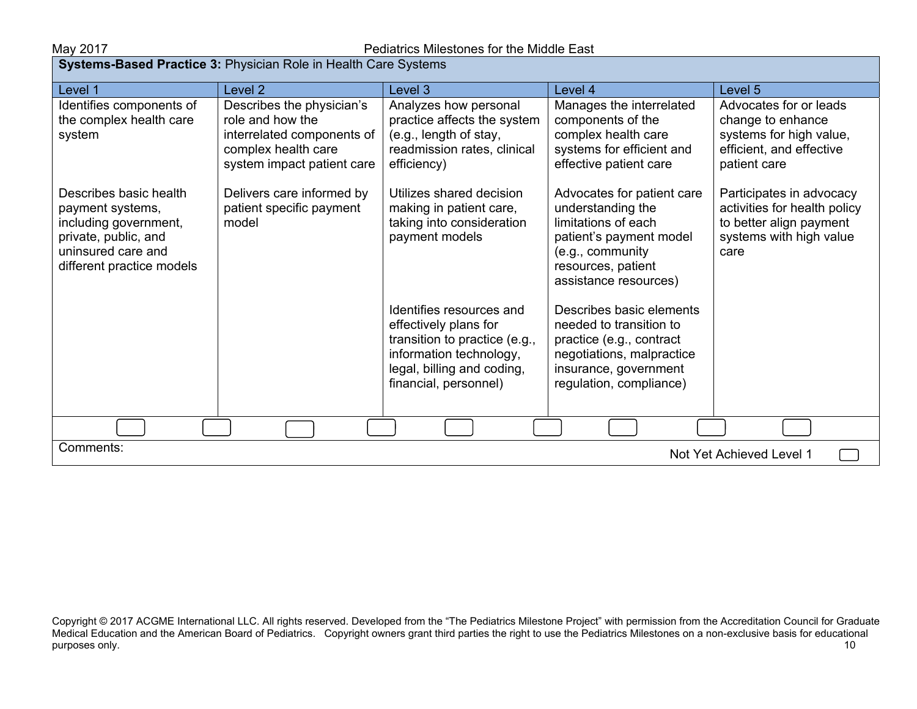**Systems-Based Practice 3:** Physician Role in Health Care Systems

| Level 1 | Level 2 | Level 3 | Level 4 | Level 5 |
|---|---|---|---|---|
| Identifies components of the complex health care system | Describes the physician's role and how the interrelated components of complex health care system impact patient care | Analyzes how personal practice affects the system (e.g., length of stay, readmission rates, clinical efficiency) | Manages the interrelated components of the complex health care systems for efficient and effective patient care | Advocates for or leads change to enhance systems for high value, efficient, and effective patient care |
| Describes basic health payment systems, including government, private, public, and uninsured care and different practice models | Delivers care informed by patient specific payment model | Utilizes shared decision making in patient care, taking into consideration payment models | Advocates for patient care understanding the limitations of each patient's payment model (e.g., community resources, patient assistance resources) | Participates in advocacy activities for health policy to better align payment systems with high value care |
| | | Identifies resources and effectively plans for transition to practice (e.g., information technology, legal, billing and coding, financial, personnel) | Describes basic elements needed to transition to practice (e.g., contract negotiations, malpractice insurance, government regulation, compliance) | |

Comments:

Not Yet Achieved Level 1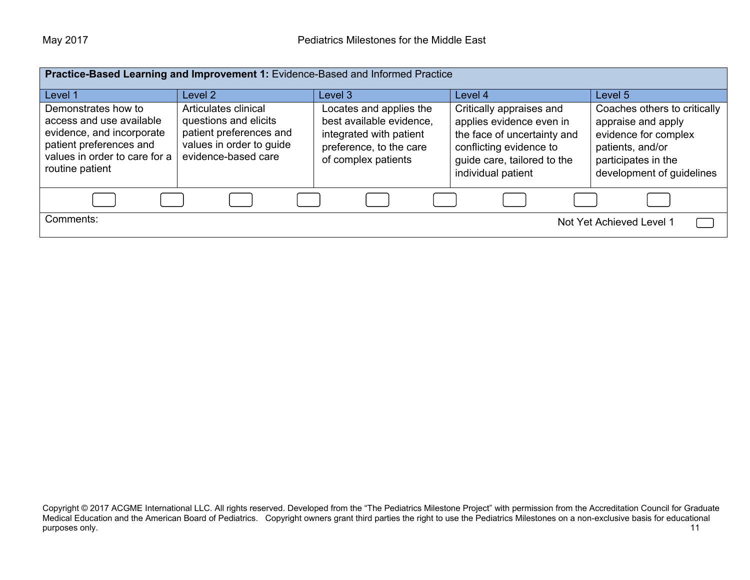**Practice-Based Learning and Improvement 1:** Evidence-Based and Informed Practice

| Level 1 | Level 2 | Level 3 | Level 4 | Level 5 |
|---|---|---|---|---|
| Demonstrates how to access and use available evidence, and incorporate patient preferences and values in order to care for a routine patient | Articulates clinical questions and elicits patient preferences and values in order to guide evidence-based care | Locates and applies the best available evidence, integrated with patient preference, to the care of complex patients | Critically appraises and applies evidence even in the face of uncertainty and conflicting evidence to guide care, tailored to the individual patient | Coaches others to critically appraise and apply evidence for complex patients, and/or participates in the development of guidelines |

Comments:

Not Yet Achieved Level 1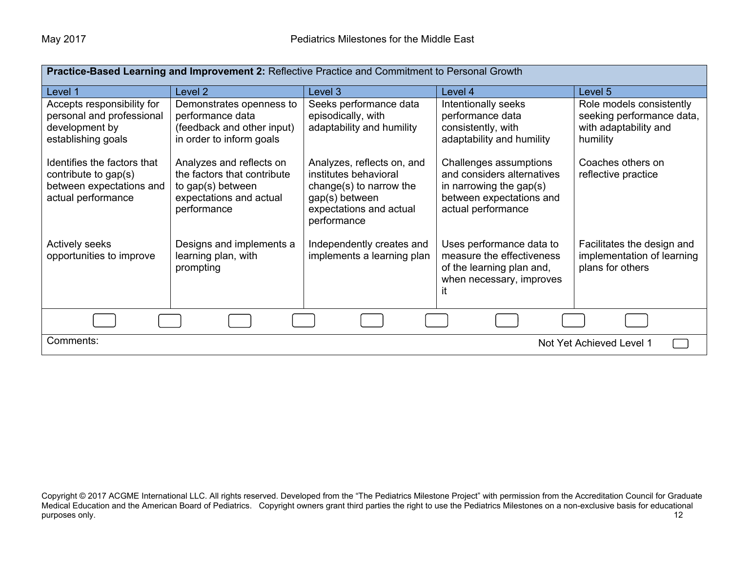| **Practice-Based Learning and Improvement 2:** Reflective Practice and Commitment to Personal Growth | | | | |
|---|---|---|---|---|
| Level 1 | Level 2 | Level 3 | Level 4 | Level 5 |
| Accepts responsibility for personal and professional development by establishing goals | Demonstrates openness to performance data (feedback and other input) in order to inform goals | Seeks performance data episodically, with adaptability and humility | Intentionally seeks performance data consistently, with adaptability and humility | Role models consistently seeking performance data, with adaptability and humility |
| Identifies the factors that contribute to gap(s) between expectations and actual performance | Analyzes and reflects on the factors that contribute to gap(s) between expectations and actual performance | Analyzes, reflects on, and institutes behavioral change(s) to narrow the gap(s) between expectations and actual performance | Challenges assumptions and considers alternatives in narrowing the gap(s) between expectations and actual performance | Coaches others on reflective practice |
| Actively seeks opportunities to improve | Designs and implements a learning plan, with prompting | Independently creates and implements a learning plan | Uses performance data to measure the effectiveness of the learning plan and, when necessary, improves it | Facilitates the design and implementation of learning plans for others |

Comments:

Not Yet Achieved Level 1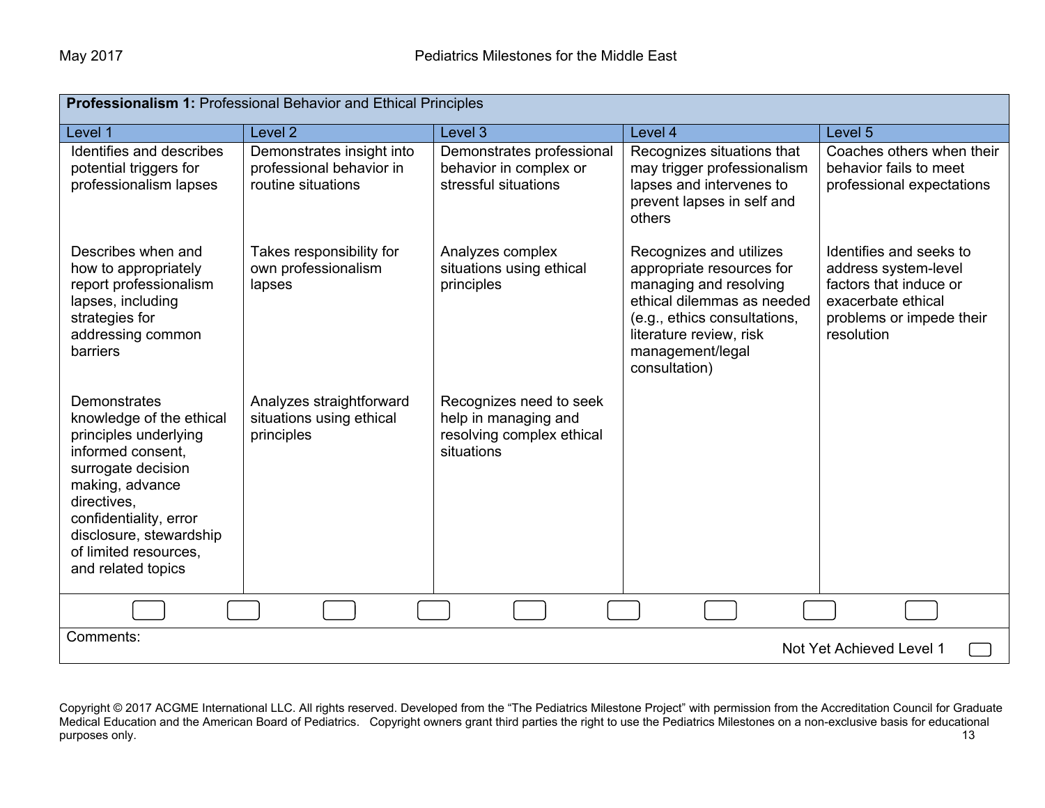| **Professionalism 1:** Professional Behavior and Ethical Principles | | | | |
|---|---|---|---|---|
| Level 1 | Level 2 | Level 3 | Level 4 | Level 5 |
| Identifies and describes potential triggers for professionalism lapses | Demonstrates insight into professional behavior in routine situations | Demonstrates professional behavior in complex or stressful situations | Recognizes situations that may trigger professionalism lapses and intervenes to prevent lapses in self and others | Coaches others when their behavior fails to meet professional expectations |
| Describes when and how to appropriately report professionalism lapses, including strategies for addressing common barriers | Takes responsibility for own professionalism lapses | Analyzes complex situations using ethical principles | Recognizes and utilizes appropriate resources for managing and resolving ethical dilemmas as needed (e.g., ethics consultations, literature review, risk management/legal consultation) | Identifies and seeks to address system-level factors that induce or exacerbate ethical problems or impede their resolution |
| Demonstrates knowledge of the ethical principles underlying informed consent, surrogate decision making, advance directives, confidentiality, error disclosure, stewardship of limited resources, and related topics | Analyzes straightforward situations using ethical principles | Recognizes need to seek help in managing and resolving complex ethical situations | | |

Comments:

Not Yet Achieved Level 1

Copyright © 2017 ACGME International LLC. All rights reserved. Developed from the "The Pediatrics Milestone Project" with permission from the Accreditation Council for Graduate Medical Education and the American Board of Pediatrics. Copyright owners grant third parties the right to use the Pediatrics Milestones on a non-exclusive basis for educational purposes only.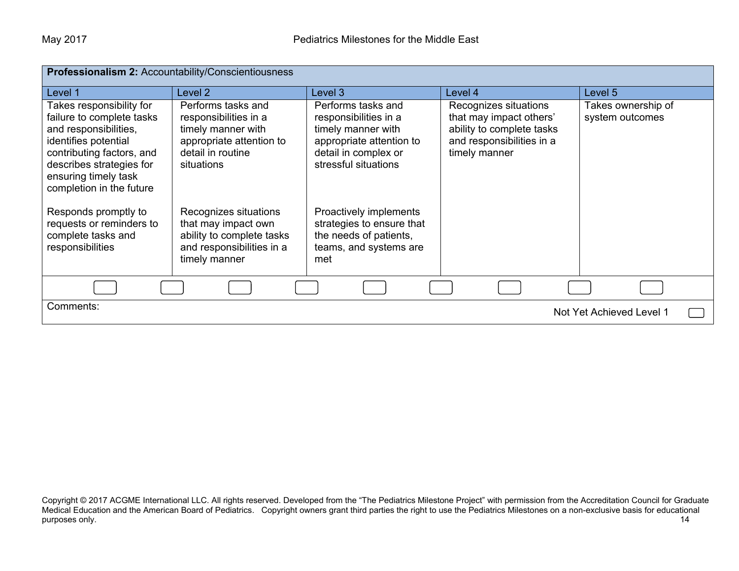| **Professionalism 2:** Accountability/Conscientiousness | | | | |
|---|---|---|---|---|
| Level 1 | Level 2 | Level 3 | Level 4 | Level 5 |
| Takes responsibility for failure to complete tasks and responsibilities, identifies potential contributing factors, and describes strategies for ensuring timely task completion in the future<br><br>Responds promptly to requests or reminders to complete tasks and responsibilities | Performs tasks and responsibilities in a timely manner with appropriate attention to detail in routine situations<br><br>Recognizes situations that may impact own ability to complete tasks and responsibilities in a timely manner | Performs tasks and responsibilities in a timely manner with appropriate attention to detail in complex or stressful situations<br><br>Proactively implements strategies to ensure that the needs of patients, teams, and systems are met | Recognizes situations that may impact others' ability to complete tasks and responsibilities in a timely manner | Takes ownership of system outcomes |

Comments:

Not Yet Achieved Level 1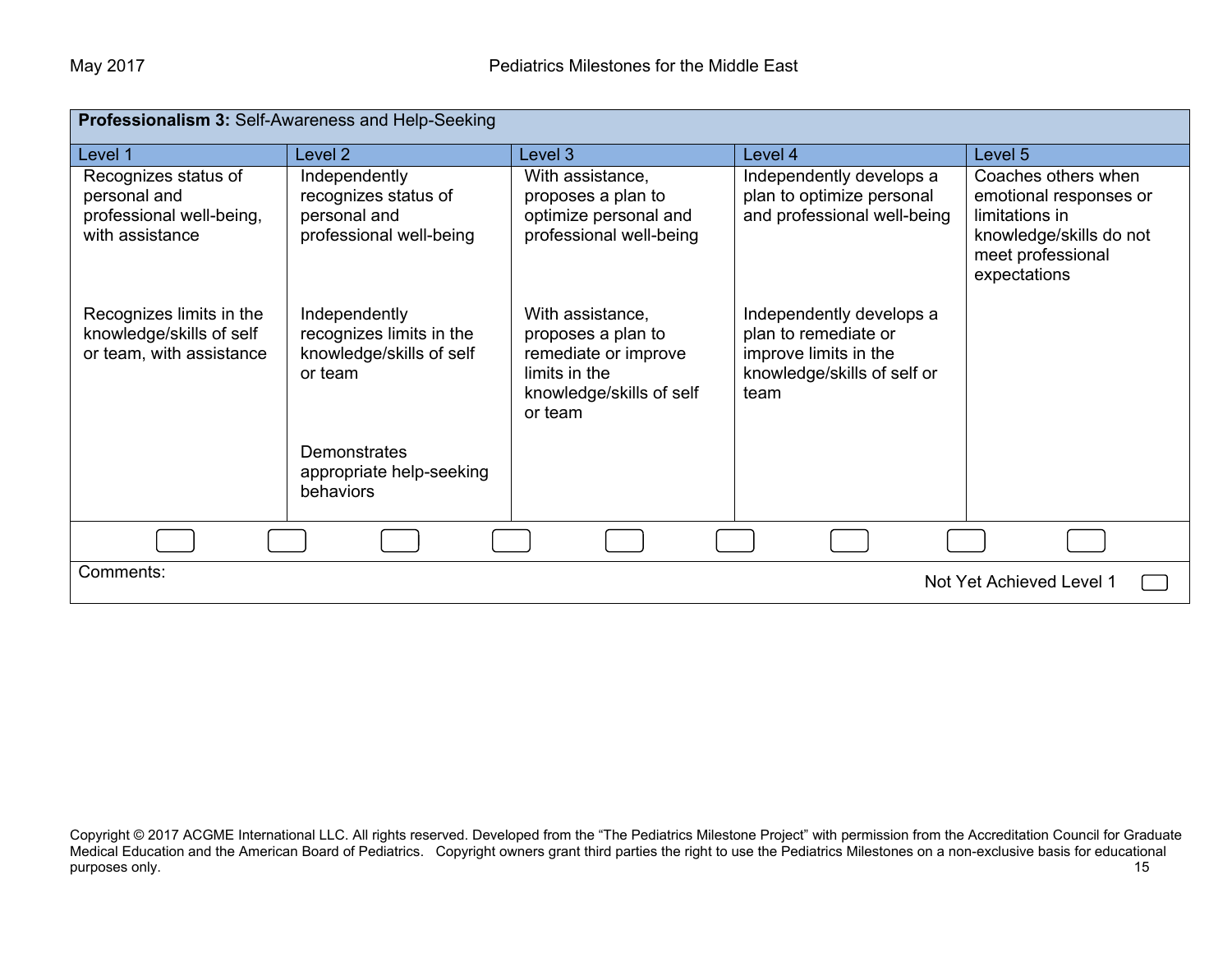| **Professionalism 3:** Self-Awareness and Help-Seeking | | | | |
|---|---|---|---|---|
| Level 1 | Level 2 | Level 3 | Level 4 | Level 5 |
| Recognizes status of personal and professional well-being, with assistance | Independently recognizes status of personal and professional well-being | With assistance, proposes a plan to optimize personal and professional well-being | Independently develops a plan to optimize personal and professional well-being | Coaches others when emotional responses or limitations in knowledge/skills do not meet professional expectations |
| Recognizes limits in the knowledge/skills of self or team, with assistance | Independently recognizes limits in the knowledge/skills of self or team | With assistance, proposes a plan to remediate or improve limits in the knowledge/skills of self or team | Independently develops a plan to remediate or improve limits in the knowledge/skills of self or team | |
| | Demonstrates appropriate help-seeking behaviors | | | |

Comments:

Not Yet Achieved Level 1

Copyright © 2017 ACGME International LLC. All rights reserved. Developed from the "The Pediatrics Milestone Project" with permission from the Accreditation Council for Graduate Medical Education and the American Board of Pediatrics. Copyright owners grant third parties the right to use the Pediatrics Milestones on a non-exclusive basis for educational purposes only.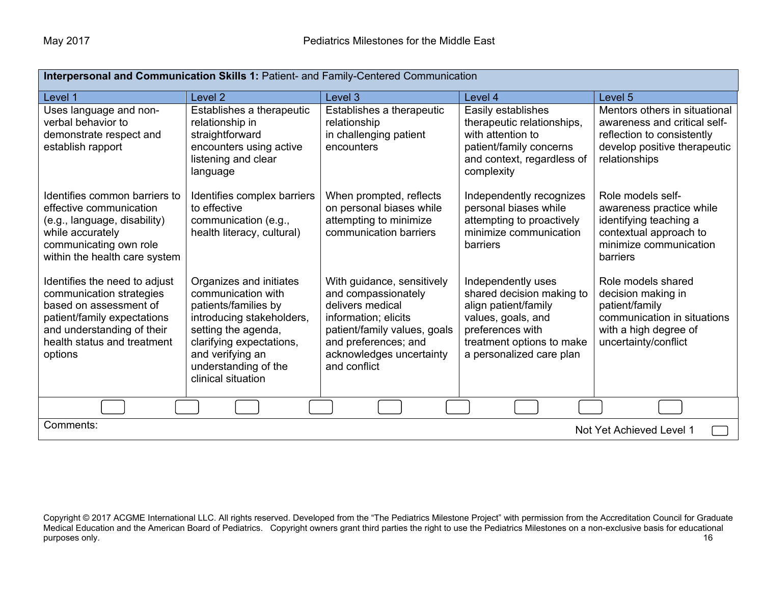| **Interpersonal and Communication Skills 1:** Patient- and Family-Centered Communication | | | | |
|---|---|---|---|---|
| Level 1 | Level 2 | Level 3 | Level 4 | Level 5 |
| Uses language and non-verbal behavior to demonstrate respect and establish rapport | Establishes a therapeutic relationship in straightforward encounters using active listening and clear language | Establishes a therapeutic relationship in challenging patient encounters | Easily establishes therapeutic relationships, with attention to patient/family concerns and context, regardless of complexity | Mentors others in situational awareness and critical self-reflection to consistently develop positive therapeutic relationships |
| Identifies common barriers to effective communication (e.g., language, disability) while accurately communicating own role within the health care system | Identifies complex barriers to effective communication (e.g., health literacy, cultural) | When prompted, reflects on personal biases while attempting to minimize communication barriers | Independently recognizes personal biases while attempting to proactively minimize communication barriers | Role models self-awareness practice while identifying teaching a contextual approach to minimize communication barriers |
| Identifies the need to adjust communication strategies based on assessment of patient/family expectations and understanding of their health status and treatment options | Organizes and initiates communication with patients/families by introducing stakeholders, setting the agenda, clarifying expectations, and verifying an understanding of the clinical situation | With guidance, sensitively and compassionately delivers medical information; elicits patient/family values, goals and preferences; and acknowledges uncertainty and conflict | Independently uses shared decision making to align patient/family values, goals, and preferences with treatment options to make a personalized care plan | Role models shared decision making in patient/family communication in situations with a high degree of uncertainty/conflict |

Comments:

Not Yet Achieved Level 1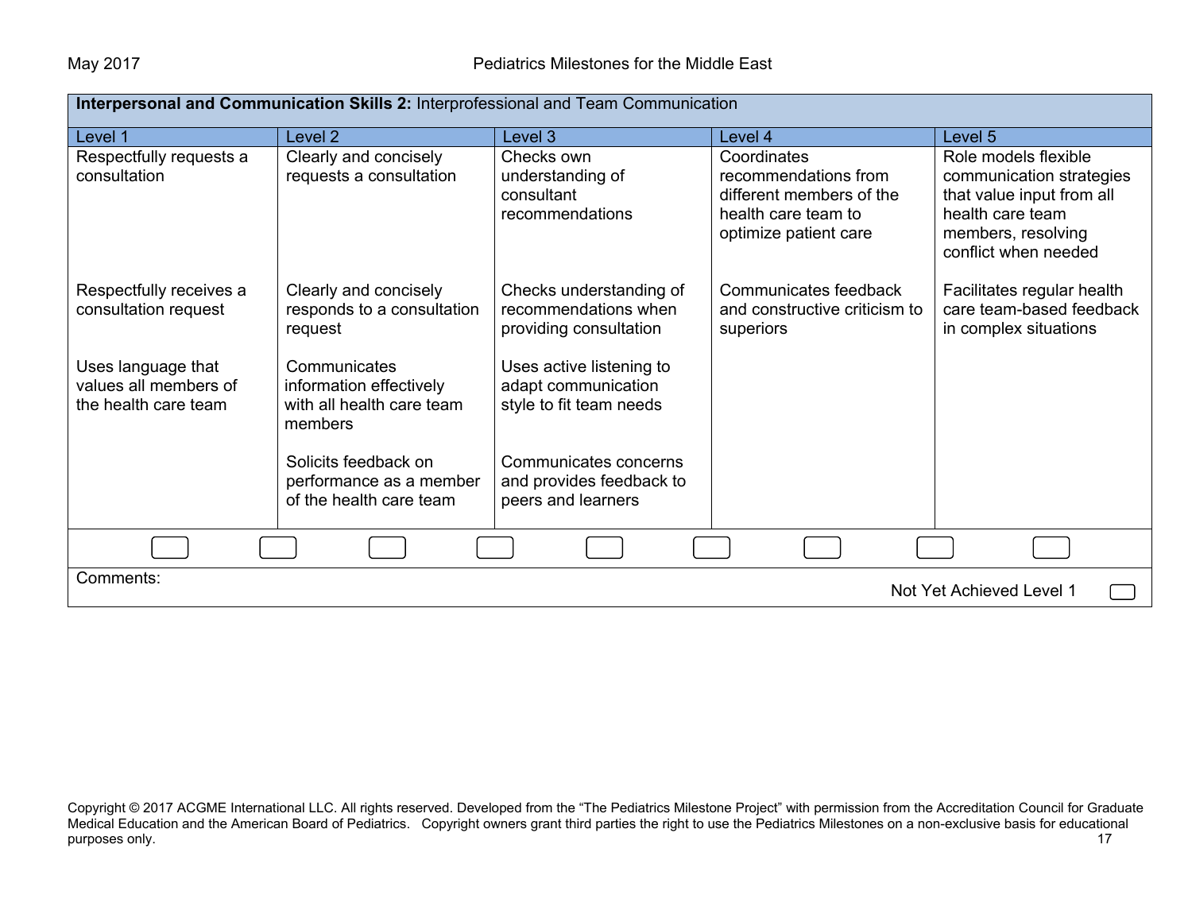| **Interpersonal and Communication Skills 2:** Interprofessional and Team Communication | | | | |
|---|---|---|---|---|
| Level 1 | Level 2 | Level 3 | Level 4 | Level 5 |
| Respectfully requests a consultation | Clearly and concisely requests a consultation | Checks own understanding of consultant recommendations | Coordinates recommendations from different members of the health care team to optimize patient care | Role models flexible communication strategies that value input from all health care team members, resolving conflict when needed |
| Respectfully receives a consultation request | Clearly and concisely responds to a consultation request | Checks understanding of recommendations when providing consultation | Communicates feedback and constructive criticism to superiors | Facilitates regular health care team-based feedback in complex situations |
| Uses language that values all members of the health care team | Communicates information effectively with all health care team members | Uses active listening to adapt communication style to fit team needs | | |
| | Solicits feedback on performance as a member of the health care team | Communicates concerns and provides feedback to peers and learners | | |

Comments:

Not Yet Achieved Level 1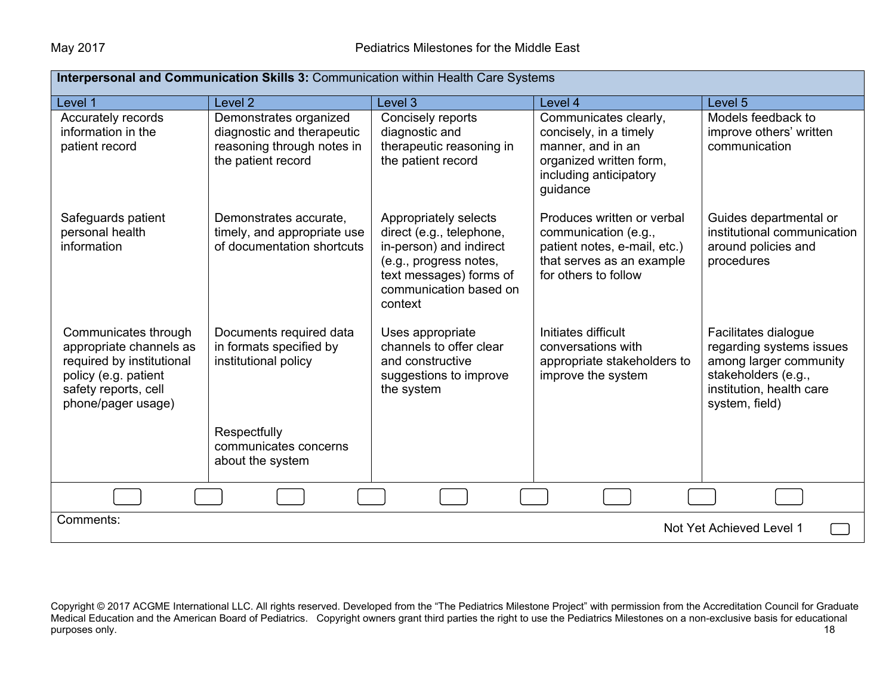| **Interpersonal and Communication Skills 3:** Communication within Health Care Systems | | | | |
|---|---|---|---|---|
| Level 1 | Level 2 | Level 3 | Level 4 | Level 5 |
| Accurately records information in the patient record | Demonstrates organized diagnostic and therapeutic reasoning through notes in the patient record | Concisely reports diagnostic and therapeutic reasoning in the patient record | Communicates clearly, concisely, in a timely manner, and in an organized written form, including anticipatory guidance | Models feedback to improve others' written communication |
| Safeguards patient personal health information | Demonstrates accurate, timely, and appropriate use of documentation shortcuts | Appropriately selects direct (e.g., telephone, in-person) and indirect (e.g., progress notes, text messages) forms of communication based on context | Produces written or verbal communication (e.g., patient notes, e-mail, etc.) that serves as an example for others to follow | Guides departmental or institutional communication around policies and procedures |
| Communicates through appropriate channels as required by institutional policy (e.g. patient safety reports, cell phone/pager usage) | Documents required data in formats specified by institutional policy | Uses appropriate channels to offer clear and constructive suggestions to improve the system | Initiates difficult conversations with appropriate stakeholders to improve the system | Facilitates dialogue regarding systems issues among larger community stakeholders (e.g., institution, health care system, field) |
| | Respectfully communicates concerns about the system | | | |

Comments:

Not Yet Achieved Level 1